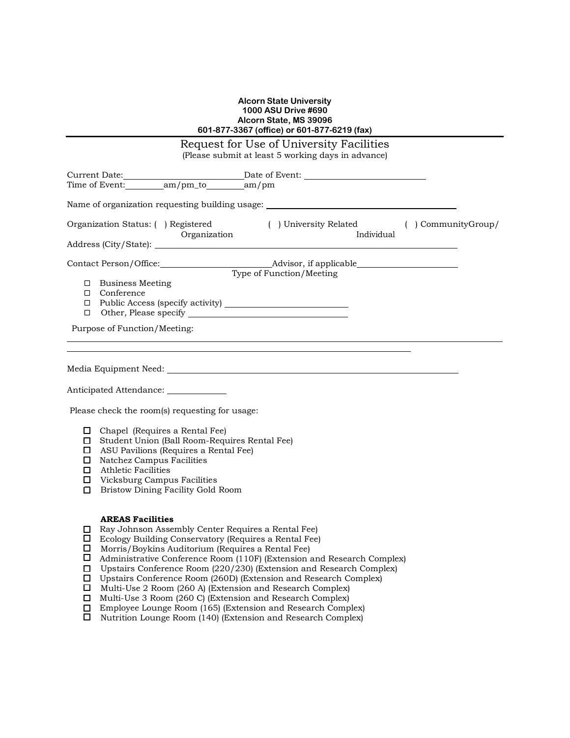**Alcorn State University**
**1000 ASU Drive #690**
**Alcorn State, MS 39096**
**601-877-3367 (office) or 601-877-6219 (fax)**

---

# Request for Use of University Facilities

(Please submit at least 5 working days in advance)

Current Date:\_\_\_\_\_\_\_\_\_\_\_\_\_\_\_\_\_\_\_\_\_\_\_\_\_\_\_\_Date of Event: \_\_\_\_\_\_\_\_\_\_\_\_\_\_\_\_\_\_\_\_\_\_\_\_\_\_\_\_
Time of Event:\_\_\_\_\_\_\_\_\_am/pm_to\_\_\_\_\_\_\_\_\_am/pm

Name of organization requesting building usage: \_\_\_\_\_\_\_\_\_\_\_\_\_\_\_\_\_\_\_\_\_\_\_\_\_\_\_\_\_\_\_\_\_\_\_\_\_\_\_\_\_\_\_\_

Organization Status: ( ) Registered Organization ( ) University Related ( ) CommunityGroup/ Individual

Address (City/State): \_\_\_\_\_\_\_\_\_\_\_\_\_\_\_\_\_\_\_\_\_\_\_\_\_\_\_\_\_\_\_\_\_\_\_\_\_\_\_\_\_\_\_\_\_\_\_\_\_\_\_\_\_\_\_\_\_\_\_\_\_\_\_\_

Contact Person/Office:\_\_\_\_\_\_\_\_\_\_\_\_\_\_\_\_\_\_\_\_\_\_\_\_\_\_\_\_Advisor, if applicable\_\_\_\_\_\_\_\_\_\_\_\_\_\_\_\_\_\_\_\_\_\_\_\_

Type of Function/Meeting

- ☐ Business Meeting
- ☐ Conference
- ☐ Public Access (specify activity) \_\_\_\_\_\_\_\_\_\_\_\_\_\_\_\_\_\_\_\_\_\_\_\_\_\_\_\_
- ☐ Other, Please specify \_\_\_\_\_\_\_\_\_\_\_\_\_\_\_\_\_\_\_\_\_\_\_\_\_\_\_\_\_\_\_\_\_\_\_\_

Purpose of Function/Meeting:

\_\_\_\_\_\_\_\_\_\_\_\_\_\_\_\_\_\_\_\_\_\_\_\_\_\_\_\_\_\_\_\_\_\_\_\_\_\_\_\_\_\_\_\_\_\_\_\_\_\_\_\_\_\_\_\_\_\_\_\_\_\_\_\_\_\_\_\_\_\_\_\_\_\_\_\_\_\_\_\_\_\_\_\_\_\_\_\_

\_\_\_\_\_\_\_\_\_\_\_\_\_\_\_\_\_\_\_\_\_\_\_\_\_\_\_\_\_\_\_\_\_\_\_\_\_\_\_\_\_\_\_\_\_\_\_\_\_\_\_\_\_\_\_\_\_\_\_\_\_\_\_\_\_\_\_\_\_\_\_

Media Equipment Need: \_\_\_\_\_\_\_\_\_\_\_\_\_\_\_\_\_\_\_\_\_\_\_\_\_\_\_\_\_\_\_\_\_\_\_\_\_\_\_\_\_\_\_\_\_\_\_\_\_\_\_\_\_\_\_\_\_\_\_\_\_\_\_\_

Anticipated Attendance: \_\_\_\_\_\_\_\_\_\_\_\_\_\_

Please check the room(s) requesting for usage:

- ☐ Chapel (Requires a Rental Fee)
- ☐ Student Union (Ball Room-Requires Rental Fee)
- ☐ ASU Pavilions (Requires a Rental Fee)
- ☐ Natchez Campus Facilities
- ☐ Athletic Facilities
- ☐ Vicksburg Campus Facilities
- ☐ Bristow Dining Facility Gold Room

**AREAS Facilities**

- ☐ Ray Johnson Assembly Center Requires a Rental Fee)
- ☐ Ecology Building Conservatory (Requires a Rental Fee)
- ☐ Morris/Boykins Auditorium (Requires a Rental Fee)
- ☐ Administrative Conference Room (110F) (Extension and Research Complex)
- ☐ Upstairs Conference Room (220/230) (Extension and Research Complex)
- ☐ Upstairs Conference Room (260D) (Extension and Research Complex)
- ☐ Multi-Use 2 Room (260 A) (Extension and Research Complex)
- ☐ Multi-Use 3 Room (260 C) (Extension and Research Complex)
- ☐ Employee Lounge Room (165) (Extension and Research Complex)
- ☐ Nutrition Lounge Room (140) (Extension and Research Complex)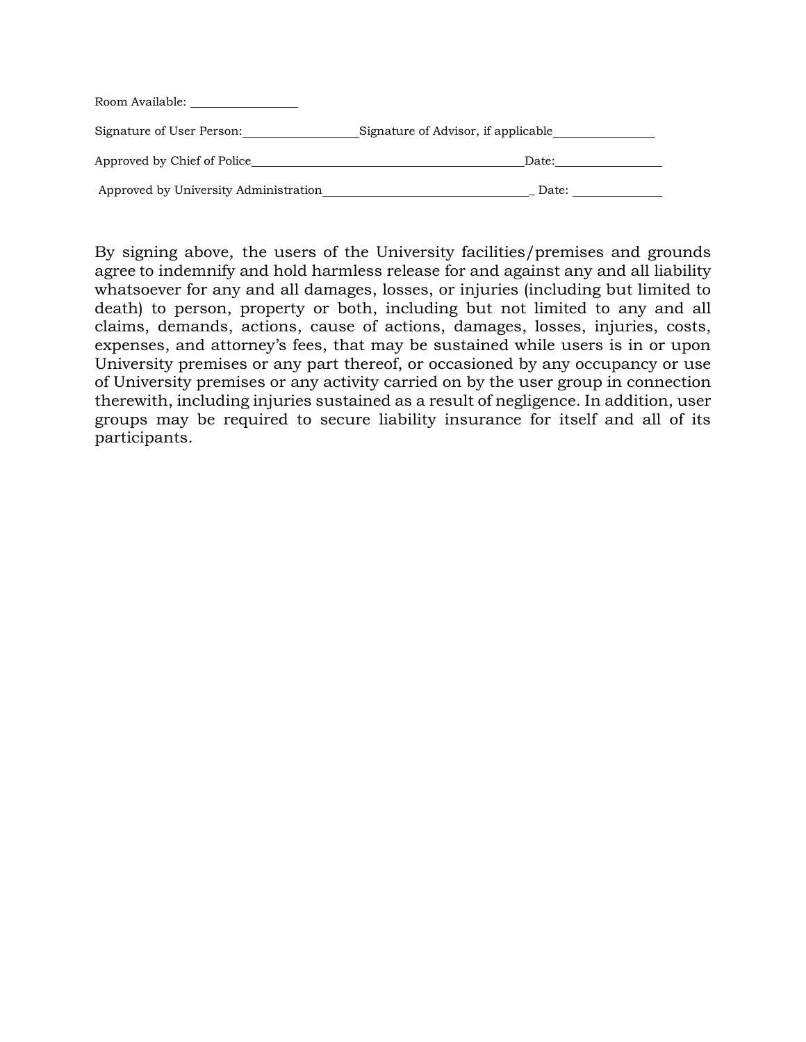Room Available: ________________

Signature of User Person:__________________Signature of Advisor, if applicable________________

Approved by Chief of Police____________________________________________Date:________________

Approved by University Administration_________________________________ Date: ______________

By signing above, the users of the University facilities/premises and grounds agree to indemnify and hold harmless release for and against any and all liability whatsoever for any and all damages, losses, or injuries (including but limited to death) to person, property or both, including but not limited to any and all claims, demands, actions, cause of actions, damages, losses, injuries, costs, expenses, and attorney's fees, that may be sustained while users is in or upon University premises or any part thereof, or occasioned by any occupancy or use of University premises or any activity carried on by the user group in connection therewith, including injuries sustained as a result of negligence. In addition, user groups may be required to secure liability insurance for itself and all of its participants.